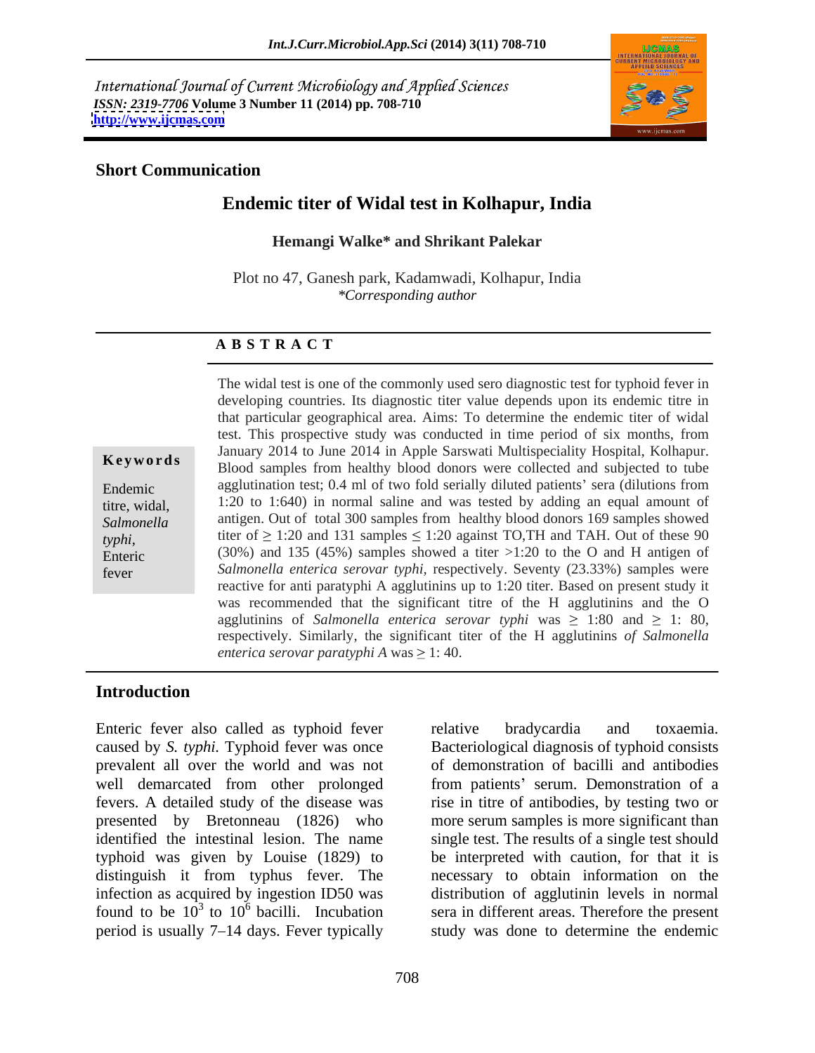International Journal of Current Microbiology and Applied Sciences
*ISSN: 2319-7706* **Volume 3 Number 11 (2014) pp. 708-710**
**http://www.ijcmas.com**

**Short Communication**

# Endemic titer of Widal test in Kolhapur, India

**Hemangi Walke\* and Shrikant Palekar**

Plot no 47, Ganesh park, Kadamwadi, Kolhapur, India
*\*Corresponding author*

## A B S T R A C T

**Keywords**

Endemic titre, widal, *Salmonella typhi*, Enteric fever

The widal test is one of the commonly used sero diagnostic test for typhoid fever in developing countries. Its diagnostic titer value depends upon its endemic titre in that particular geographical area. Aims: To determine the endemic titer of widal test. This prospective study was conducted in time period of six months, from January 2014 to June 2014 in Apple Sarswati Multispeciality Hospital, Kolhapur. Blood samples from healthy blood donors were collected and subjected to tube agglutination test; 0.4 ml of two fold serially diluted patients' sera (dilutions from 1:20 to 1:640) in normal saline and was tested by adding an equal amount of antigen. Out of total 300 samples from healthy blood donors 169 samples showed titer of $\geq$ 1:20 and 131 samples $\leq$ 1:20 against TO,TH and TAH. Out of these 90 (30%) and 135 (45%) samples showed a titer >1:20 to the O and H antigen of *Salmonella enterica serovar typhi*, respectively. Seventy (23.33%) samples were reactive for anti paratyphi A agglutinins up to 1:20 titer. Based on present study it was recommended that the significant titre of the H agglutinins and the O agglutinins of *Salmonella enterica serovar typhi* was $\geq$ 1:80 and $\geq$ 1: 80, respectively. Similarly, the significant titer of the H agglutinins *of Salmonella enterica serovar paratyphi A* was $\geq$ 1: 40.

## Introduction

Enteric fever also called as typhoid fever caused by *S. typhi.* Typhoid fever was once prevalent all over the world and was not well demarcated from other prolonged fevers. A detailed study of the disease was presented by Bretonneau (1826) who identified the intestinal lesion. The name typhoid was given by Louise (1829) to distinguish it from typhus fever. The infection as acquired by ingestion ID50 was found to be $10^3$ to $10^6$ bacilli. Incubation period is usually 7–14 days. Fever typically relative bradycardia and toxaemia. Bacteriological diagnosis of typhoid consists of demonstration of bacilli and antibodies from patients' serum. Demonstration of a rise in titre of antibodies, by testing two or more serum samples is more significant than single test. The results of a single test should be interpreted with caution, for that it is necessary to obtain information on the distribution of agglutinin levels in normal sera in different areas. Therefore the present study was done to determine the endemic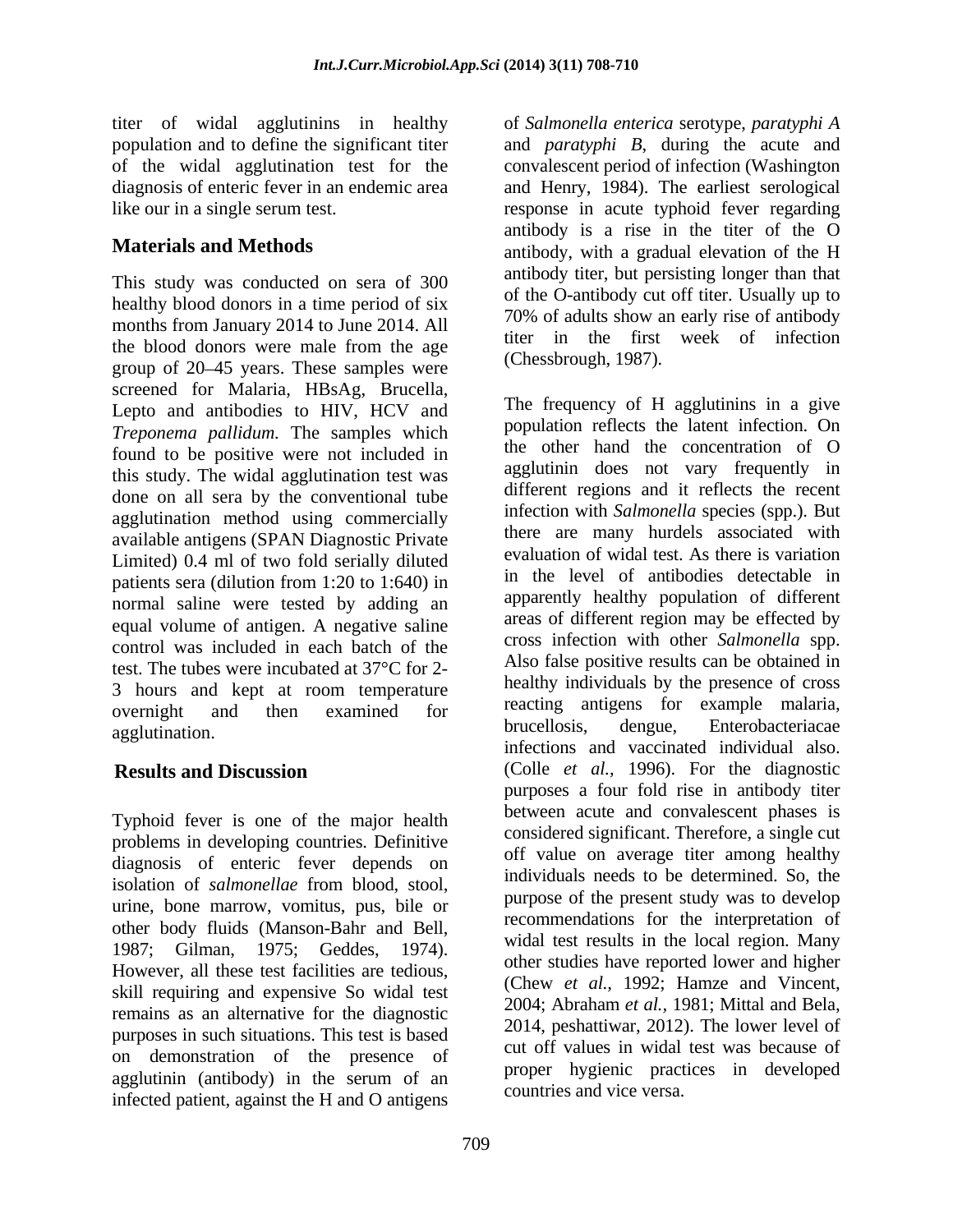titer of widal agglutinins in healthy population and to define the significant titer of the widal agglutination test for the diagnosis of enteric fever in an endemic area like our in a single serum test.

## Materials and Methods

This study was conducted on sera of 300 healthy blood donors in a time period of six months from January 2014 to June 2014. All the blood donors were male from the age group of 20–45 years. These samples were screened for Malaria, HBsAg, Brucella, Lepto and antibodies to HIV, HCV and *Treponema pallidum*. The samples which found to be positive were not included in this study. The widal agglutination test was done on all sera by the conventional tube agglutination method using commercially available antigens (SPAN Diagnostic Private Limited) 0.4 ml of two fold serially diluted patients sera (dilution from 1:20 to 1:640) in normal saline were tested by adding an equal volume of antigen. A negative saline control was included in each batch of the test. The tubes were incubated at 37°C for 2-3 hours and kept at room temperature overnight and then examined for agglutination.

## Results and Discussion

Typhoid fever is one of the major health problems in developing countries. Definitive diagnosis of enteric fever depends on isolation of *salmonellae* from blood, stool, urine, bone marrow, vomitus, pus, bile or other body fluids (Manson-Bahr and Bell, 1987; Gilman, 1975; Geddes, 1974). However, all these test facilities are tedious, skill requiring and expensive So widal test remains as an alternative for the diagnostic purposes in such situations. This test is based on demonstration of the presence of agglutinin (antibody) in the serum of an infected patient, against the H and O antigens of *Salmonella enterica* serotype, *paratyphi A* and *paratyphi B*, during the acute and convalescent period of infection (Washington and Henry, 1984). The earliest serological response in acute typhoid fever regarding antibody is a rise in the titer of the O antibody, with a gradual elevation of the H antibody titer, but persisting longer than that of the O-antibody cut off titer. Usually up to 70% of adults show an early rise of antibody titer in the first week of infection (Chessbrough, 1987).

The frequency of H agglutinins in a give population reflects the latent infection. On the other hand the concentration of O agglutinin does not vary frequently in different regions and it reflects the recent infection with *Salmonella* species (spp.). But there are many hurdels associated with evaluation of widal test. As there is variation in the level of antibodies detectable in apparently healthy population of different areas of different region may be effected by cross infection with other *Salmonella* spp. Also false positive results can be obtained in healthy individuals by the presence of cross reacting antigens for example malaria, brucellosis, dengue, Enterobacteriacae infections and vaccinated individual also. (Colle *et al.,* 1996). For the diagnostic purposes a four fold rise in antibody titer between acute and convalescent phases is considered significant. Therefore, a single cut off value on average titer among healthy individuals needs to be determined. So, the purpose of the present study was to develop recommendations for the interpretation of widal test results in the local region. Many other studies have reported lower and higher (Chew *et al.,* 1992; Hamze and Vincent, 2004; Abraham *et al.,* 1981; Mittal and Bela, 2014, peshattiwar, 2012). The lower level of cut off values in widal test was because of proper hygienic practices in developed countries and vice versa.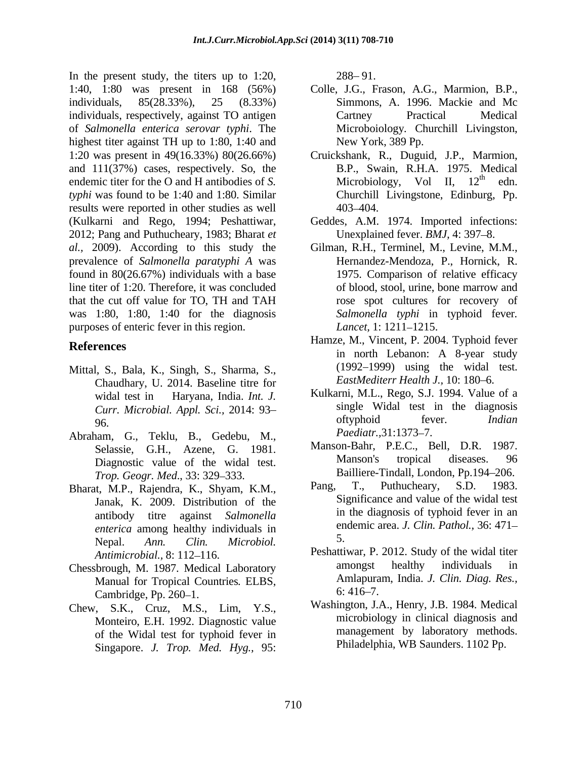In the present study, the titers up to 1:20, 1:40, 1:80 was present in 168 (56%) individuals, 85(28.33%), 25 (8.33%) individuals, respectively, against TO antigen of *Salmonella enterica serovar typhi*. The highest titer against TH up to 1:80, 1:40 and 1:20 was present in 49(16.33%) 80(26.66%) and 111(37%) cases, respectively. So, the endemic titer for the O and H antibodies of *S. typhi* was found to be 1:40 and 1:80. Similar results were reported in other studies as well (Kulkarni and Rego, 1994; Peshattiwar, 2012; Pang and Puthucheary, 1983; Bharat *et al.,* 2009). According to this study the prevalence of *Salmonella paratyphi A* was found in 80(26.67%) individuals with a base line titer of 1:20. Therefore, it was concluded that the cut off value for TO, TH and TAH was 1:80, 1:80, 1:40 for the diagnosis purposes of enteric fever in this region.

## References

Mittal, S., Bala, K., Singh, S., Sharma, S., Chaudhary, U. 2014. Baseline titre for widal test in Haryana, India. *Int. J. Curr. Microbial. Appl. Sci.,* 2014: 93–96.

Abraham, G., Teklu, B., Gedebu, M., Selassie, G.H., Azene, G. 1981. Diagnostic value of the widal test. *Trop. Geogr. Med*., 33: 329–333.

Bharat, M.P., Rajendra, K., Shyam, K.M., Janak, K. 2009. Distribution of the antibody titre against *Salmonella enterica* among healthy individuals in Nepal. *Ann. Clin. Microbiol. Antimicrobial.,* 8: 112–116.

Chessbrough, M. 1987. Medical Laboratory Manual for Tropical Countries*.* ELBS, Cambridge, Pp. 260–1.

Chew, S.K., Cruz, M.S., Lim, Y.S., Monteiro, E.H. 1992. Diagnostic value of the Widal test for typhoid fever in Singapore. *J. Trop. Med. Hyg.,* 95: 288– 91.

Colle, J.G., Frason, A.G., Marmion, B.P., Simmons, A. 1996. Mackie and Mc Cartney Practical Medical Microboiology. Churchill Livingston, New York, 389 Pp.

Cruickshank, R., Duguid, J.P., Marmion, B.P., Swain, R.H.A. 1975. Medical Microbiology, Vol II, 12th edn. Churchill Livingstone, Edinburg, Pp. 403–404.

Geddes, A.M. 1974. Imported infections: Unexplained fever. *BMJ,* 4: 397–8.

Gilman, R.H., Terminel, M., Levine, M.M., Hernandez-Mendoza, P., Hornick, R. 1975. Comparison of relative efficacy of blood, stool, urine, bone marrow and rose spot cultures for recovery of *Salmonella typhi* in typhoid fever. *Lancet,* 1: 1211–1215.

Hamze, M., Vincent, P. 2004. Typhoid fever in north Lebanon: A 8-year study (1992–1999) using the widal test. *EastMediterr Health J.,* 10: 180–6.

Kulkarni, M.L., Rego, S.J. 1994. Value of a single Widal test in the diagnosis oftyphoid fever. *Indian Paediatr.,*31:1373–7.

Manson-Bahr, P.E.C., Bell, D.R. 1987. Manson's tropical diseases. 96 Bailliere-Tindall, London, Pp.194–206.

Pang, T., Puthucheary, S.D. 1983. Significance and value of the widal test in the diagnosis of typhoid fever in an endemic area. *J. Clin. Pathol.,* 36: 471–5.

Peshattiwar, P. 2012. Study of the widal titer amongst healthy individuals in Amlapuram, India. *J. Clin. Diag. Res.,* 6: 416–7.

Washington, J.A., Henry, J.B. 1984. Medical microbiology in clinical diagnosis and management by laboratory methods. Philadelphia, WB Saunders. 1102 Pp.